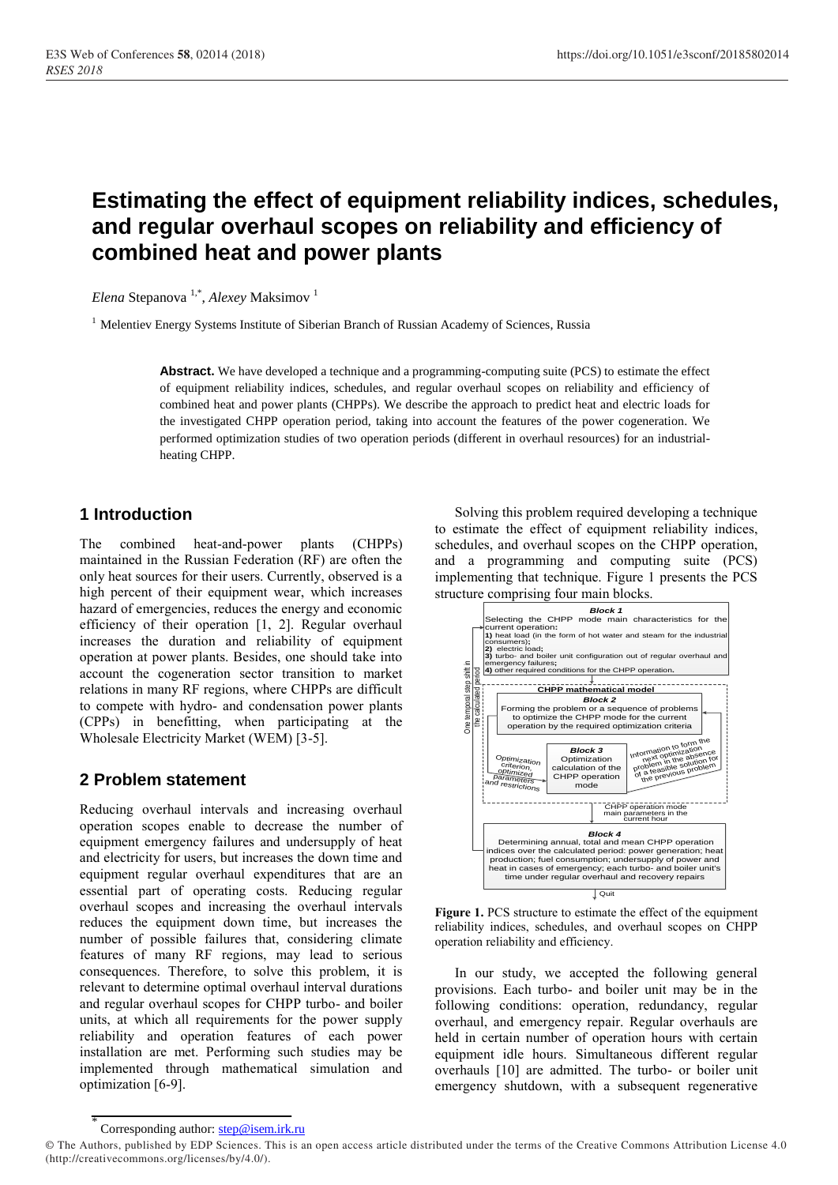# Estimating the effect of equipment reliability indices, schedules, and regular overhaul scopes on reliability and efficiency of combined heat and power plants

*Elena* Stepanova [1,*], *Alexey* Maksimov [1]

[1] Melentiev Energy Systems Institute of Siberian Branch of Russian Academy of Sciences, Russia

**Abstract.** We have developed a technique and a programming-computing suite (PCS) to estimate the effect of equipment reliability indices, schedules, and regular overhaul scopes on reliability and efficiency of combined heat and power plants (CHPPs). We describe the approach to predict heat and electric loads for the investigated CHPP operation period, taking into account the features of the power cogeneration. We performed optimization studies of two operation periods (different in overhaul resources) for an industrial-heating CHPP.

## 1 Introduction

The combined heat-and-power plants (CHPPs) maintained in the Russian Federation (RF) are often the only heat sources for their users. Currently, observed is a high percent of their equipment wear, which increases hazard of emergencies, reduces the energy and economic efficiency of their operation [1, 2]. Regular overhaul increases the duration and reliability of equipment operation at power plants. Besides, one should take into account the cogeneration sector transition to market relations in many RF regions, where CHPPs are difficult to compete with hydro- and condensation power plants (CPPs) in benefitting, when participating at the Wholesale Electricity Market (WEM) [3-5].

## 2 Problem statement

Reducing overhaul intervals and increasing overhaul operation scopes enable to decrease the number of equipment emergency failures and undersupply of heat and electricity for users, but increases the down time and equipment regular overhaul expenditures that are an essential part of operating costs. Reducing regular overhaul scopes and increasing the overhaul intervals reduces the equipment down time, but increases the number of possible failures that, considering climate features of many RF regions, may lead to serious consequences. Therefore, to solve this problem, it is relevant to determine optimal overhaul interval durations and regular overhaul scopes for CHPP turbo- and boiler units, at which all requirements for the power supply reliability and operation features of each power installation are met. Performing such studies may be implemented through mathematical simulation and optimization [6-9].

Solving this problem required developing a technique to estimate the effect of equipment reliability indices, schedules, and overhaul scopes on the CHPP operation, and a programming and computing suite (PCS) implementing that technique. Figure 1 presents the PCS structure comprising four main blocks.

**Block 1**
Selecting the CHPP mode main characteristics for the current operation:
1) heat load (in the form of hot water and steam for the industrial consumers);
2) electric load;
3) turbo- and boiler unit configuration out of regular overhaul and emergency failures;
4) other required conditions for the CHPP operation.

**CHPP mathematical model**

**Block 2**
Forming the problem or a sequence of problems to optimize the CHPP mode for the current operation by the required optimization criteria

Optimization criterion, optimized parameters and restrictions

**Block 3**
Optimization calculation of the CHPP operation mode

Information to form the next optimization problem in the absence of a feasible solution for the previous problem

CHPP operation mode main parameters in the current hour

One temporal step shift in the calculated period

**Block 4**
Determining annual, total and mean CHPP operation indices over the calculated period: power generation; heat production; fuel consumption; undersupply of power and heat in cases of emergency; each turbo- and boiler unit's time under regular overhaul and recovery repairs

Quit

**Figure 1.** PCS structure to estimate the effect of the equipment reliability indices, schedules, and overhaul scopes on CHPP operation reliability and efficiency.

In our study, we accepted the following general provisions. Each turbo- and boiler unit may be in the following conditions: operation, redundancy, regular overhaul, and emergency repair. Regular overhauls are held in certain number of operation hours with certain equipment idle hours. Simultaneous different regular overhauls [10] are admitted. The turbo- or boiler unit emergency shutdown, with a subsequent regenerative

* Corresponding author: step@isem.irk.ru

© The Authors, published by EDP Sciences. This is an open access article distributed under the terms of the Creative Commons Attribution License 4.0 (http://creativecommons.org/licenses/by/4.0/).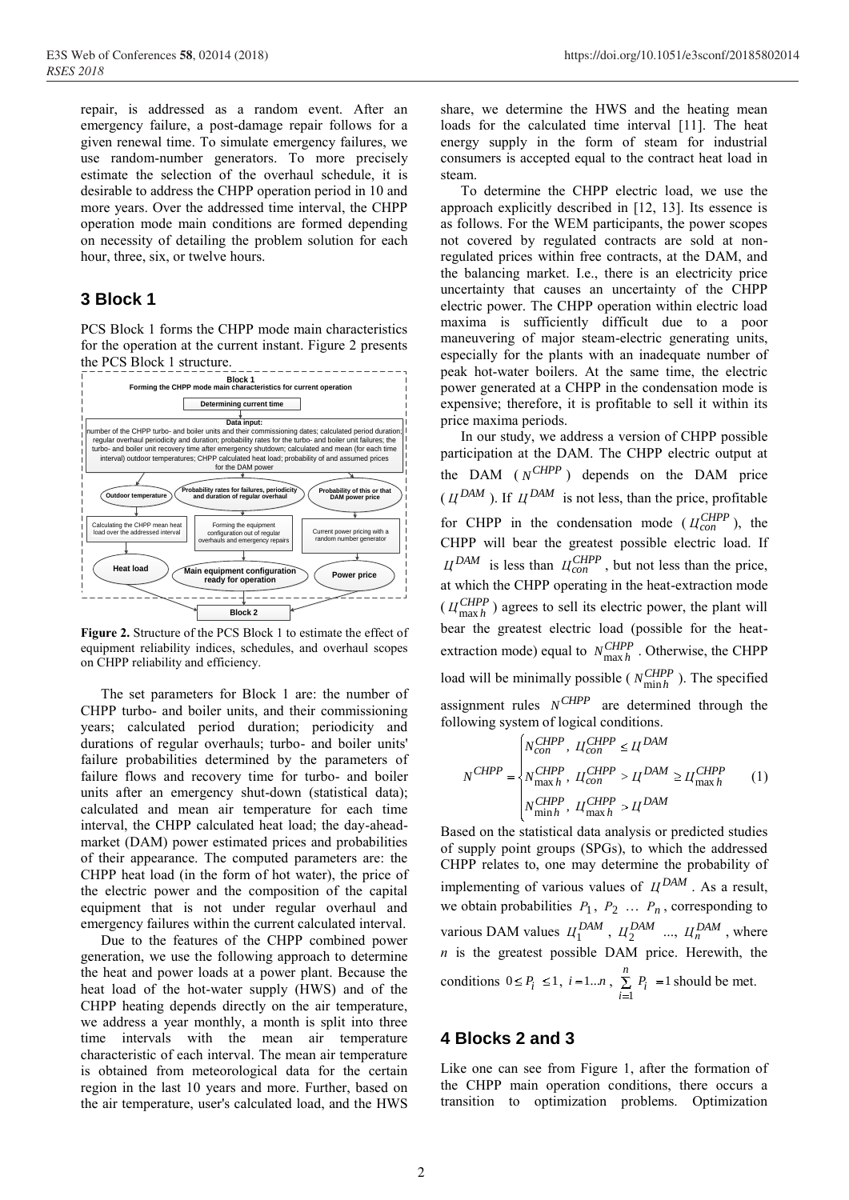repair, is addressed as a random event. After an emergency failure, a post-damage repair follows for a given renewal time. To simulate emergency failures, we use random-number generators. To more precisely estimate the selection of the overhaul schedule, it is desirable to address the CHPP operation period in 10 and more years. Over the addressed time interval, the CHPP operation mode main conditions are formed depending on necessity of detailing the problem solution for each hour, three, six, or twelve hours.

## 3 Block 1

PCS Block 1 forms the CHPP mode main characteristics for the operation at the current instant. Figure 2 presents the PCS Block 1 structure.

**Block 1**
**Forming the CHPP mode main characteristics for current operation**

**Determining current time**

**Data input:**
number of the CHPP turbo- and boiler units and their commissioning dates; calculated period duration; regular overhaul periodicity and duration; probability rates for the turbo- and boiler unit failures; the turbo- and boiler unit recovery time after emergency shutdown; calculated and mean (for each time interval) outdoor temperatures; CHPP calculated heat load; probability of and assumed prices for the DAM power

**Outdoor temperature** | **Probability rates for failures, periodicity and duration of regular overhaul** | **Probability of this or that DAM power price**

Calculating the CHPP mean heat load over the addressed interval | Forming the equipment configuration out of regular overhauls and emergency repairs | Current power pricing with a random number generator

**Heat load** | **Main equipment configuration ready for operation** | **Power price**

**Block 2**

**Figure 2.** Structure of the PCS Block 1 to estimate the effect of equipment reliability indices, schedules, and overhaul scopes on CHPP reliability and efficiency.

The set parameters for Block 1 are: the number of CHPP turbo- and boiler units, and their commissioning years; calculated period duration; periodicity and durations of regular overhauls; turbo- and boiler units' failure probabilities determined by the parameters of failure flows and recovery time for turbo- and boiler units after an emergency shut-down (statistical data); calculated and mean air temperature for each time interval, the CHPP calculated heat load; the day-ahead-market (DAM) power estimated prices and probabilities of their appearance. The computed parameters are: the CHPP heat load (in the form of hot water), the price of the electric power and the composition of the capital equipment that is not under regular overhaul and emergency failures within the current calculated interval.

Due to the features of the CHPP combined power generation, we use the following approach to determine the heat and power loads at a power plant. Because the heat load of the hot-water supply (HWS) and of the CHPP heating depends directly on the air temperature, we address a year monthly, a month is split into three time intervals with the mean air temperature characteristic of each interval. The mean air temperature is obtained from meteorological data for the certain region in the last 10 years and more. Further, based on the air temperature, user's calculated load, and the HWS share, we determine the HWS and the heating mean loads for the calculated time interval [11]. The heat energy supply in the form of steam for industrial consumers is accepted equal to the contract heat load in steam.

To determine the CHPP electric load, we use the approach explicitly described in [12, 13]. Its essence is as follows. For the WEM participants, the power scopes not covered by regulated contracts are sold at non-regulated prices within free contracts, at the DAM, and the balancing market. I.e., there is an electricity price uncertainty that causes an uncertainty of the CHPP electric power. The CHPP operation within electric load maxima is sufficiently difficult due to a poor maneuvering of major steam-electric generating units, especially for the plants with an inadequate number of peak hot-water boilers. At the same time, the electric power generated at a CHPP in the condensation mode is expensive; therefore, it is profitable to sell it within its price maxima periods.

In our study, we address a version of CHPP possible participation at the DAM. The CHPP electric output at the DAM ($N^{CHPP}$) depends on the DAM price ($Ц^{DAM}$). If $Ц^{DAM}$ is not less, than the price, profitable for CHPP in the condensation mode ($Ц_{con}^{CHPP}$), the CHPP will bear the greatest possible electric load. If $Ц^{DAM}$ is less than $Ц_{con}^{CHPP}$, but not less than the price, at which the CHPP operating in the heat-extraction mode ($Ц_{\max h}^{CHPP}$) agrees to sell its electric power, the plant will bear the greatest electric load (possible for the heat-extraction mode) equal to $N_{\max h}^{CHPP}$. Otherwise, the CHPP load will be minimally possible ($N_{\min h}^{CHPP}$). The specified assignment rules $N^{CHPP}$ are determined through the following system of logical conditions.

$$N^{CHPP} = \begin{cases} N_{con}^{CHPP}, & Ц_{con}^{CHPP} \le Ц^{DAM} \\ N_{\max h}^{CHPP}, & Ц_{con}^{CHPP} > Ц^{DAM} \ge Ц_{\max h}^{CHPP} \\ N_{\min h}^{CHPP}, & Ц_{\max h}^{CHPP} > Ц^{DAM} \end{cases} \quad (1)$$

Based on the statistical data analysis or predicted studies of supply point groups (SPGs), to which the addressed CHPP relates to, one may determine the probability of implementing of various values of $Ц^{DAM}$. As a result, we obtain probabilities $P_1$, $P_2$ … $P_n$, corresponding to various DAM values $Ц_1^{DAM}$, $Ц_2^{DAM}$ ..., $Ц_n^{DAM}$, where $n$ is the greatest possible DAM price. Herewith, the conditions $0 \le P_i \le 1$, $i = 1...n$, $\sum_{i=1}^{n} P_i = 1$ should be met.

## 4 Blocks 2 and 3

Like one can see from Figure 1, after the formation of the CHPP main operation conditions, there occurs a transition to optimization problems. Optimization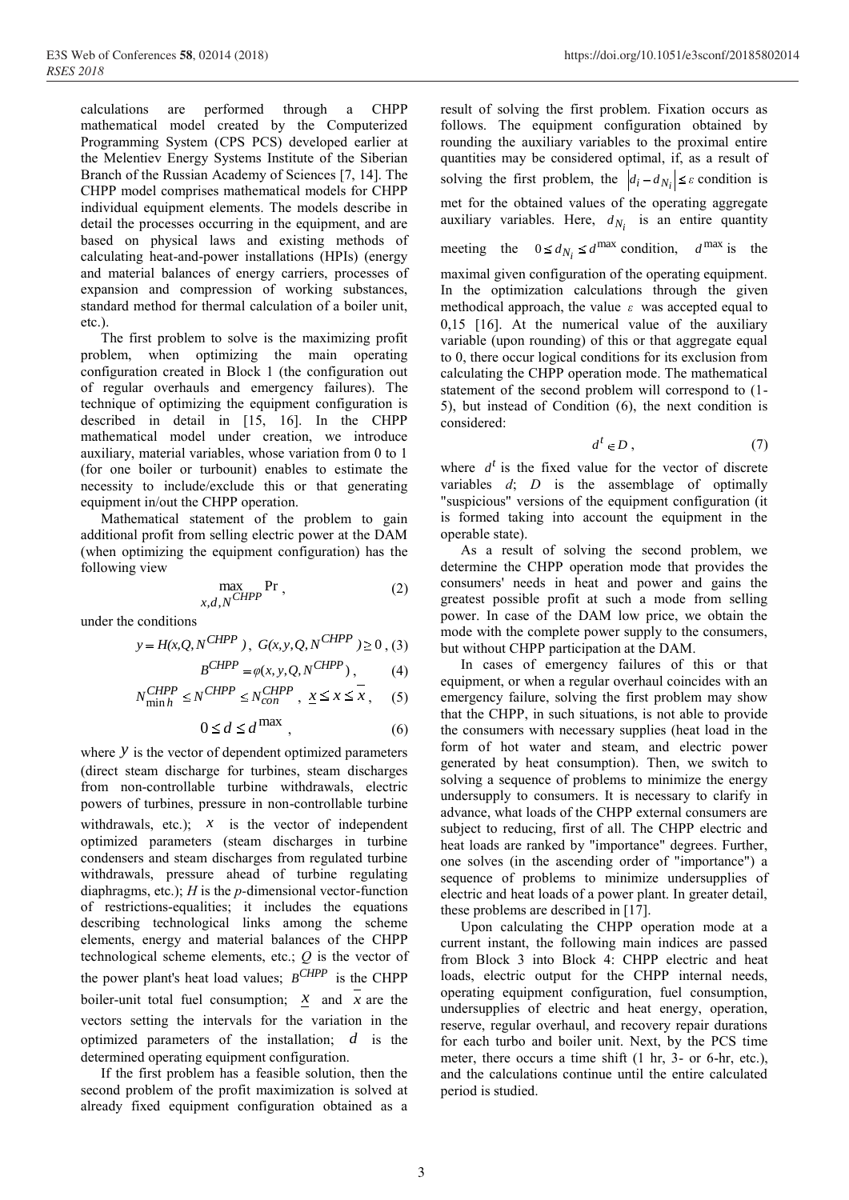calculations are performed through a CHPP mathematical model created by the Computerized Programming System (CPS PCS) developed earlier at the Melentiev Energy Systems Institute of the Siberian Branch of the Russian Academy of Sciences [7, 14]. The CHPP model comprises mathematical models for CHPP individual equipment elements. The models describe in detail the processes occurring in the equipment, and are based on physical laws and existing methods of calculating heat-and-power installations (HPIs) (energy and material balances of energy carriers, processes of expansion and compression of working substances, standard method for thermal calculation of a boiler unit, etc.).

The first problem to solve is the maximizing profit problem, when optimizing the main operating configuration created in Block 1 (the configuration out of regular overhauls and emergency failures). The technique of optimizing the equipment configuration is described in detail in [15, 16]. In the CHPP mathematical model under creation, we introduce auxiliary, material variables, whose variation from 0 to 1 (for one boiler or turbounit) enables to estimate the necessity to include/exclude this or that generating equipment in/out the CHPP operation.

Mathematical statement of the problem to gain additional profit from selling electric power at the DAM (when optimizing the equipment configuration) has the following view

$$\max_{x,d,N^{CHPP}} \mathrm{Pr}\,, \tag{2}$$

under the conditions

$$y = H(x,Q,N^{CHPP}),\ G(x,y,Q,N^{CHPP}) \geq 0\,, \tag{3}$$

$$B^{CHPP} = \varphi(x,y,Q,N^{CHPP})\,, \tag{4}$$

$$N^{CHPP}_{\min h} \leq N^{CHPP} \leq N^{CHPP}_{con}\,,\ \underline{x} \leq x \leq \overline{x}\,, \tag{5}$$

$$0 \leq d \leq d^{\max}\,, \tag{6}$$

where $y$ is the vector of dependent optimized parameters (direct steam discharge for turbines, steam discharges from non-controllable turbine withdrawals, electric powers of turbines, pressure in non-controllable turbine withdrawals, etc.); $x$ is the vector of independent optimized parameters (steam discharges in turbine condensers and steam discharges from regulated turbine withdrawals, pressure ahead of turbine regulating diaphragms, etc.); $H$ is the $p$-dimensional vector-function of restrictions-equalities; it includes the equations describing technological links among the scheme elements, energy and material balances of the CHPP technological scheme elements, etc.; $Q$ is the vector of the power plant's heat load values; $B^{CHPP}$ is the CHPP boiler-unit total fuel consumption; $\underline{x}$ and $\overline{x}$ are the vectors setting the intervals for the variation in the optimized parameters of the installation; $d$ is the determined operating equipment configuration.

If the first problem has a feasible solution, then the second problem of the profit maximization is solved at already fixed equipment configuration obtained as a result of solving the first problem. Fixation occurs as follows. The equipment configuration obtained by rounding the auxiliary variables to the proximal entire quantities may be considered optimal, if, as a result of solving the first problem, the $\left|d_i - d_{N_i}\right| \leq \varepsilon$ condition is met for the obtained values of the operating aggregate auxiliary variables. Here, $d_{N_i}$ is an entire quantity meeting the $0 \leq d_{N_i} \leq d^{\max}$ condition, $d^{\max}$ is the maximal given configuration of the operating equipment. In the optimization calculations through the given methodical approach, the value $\varepsilon$ was accepted equal to 0,15 [16]. At the numerical value of the auxiliary variable (upon rounding) of this or that aggregate equal to 0, there occur logical conditions for its exclusion from calculating the CHPP operation mode. The mathematical statement of the second problem will correspond to (1-5), but instead of Condition (6), the next condition is considered:

$$d^t \in D\,, \tag{7}$$

where $d^t$ is the fixed value for the vector of discrete variables $d$; $D$ is the assemblage of optimally "suspicious" versions of the equipment configuration (it is formed taking into account the equipment in the operable state).

As a result of solving the second problem, we determine the CHPP operation mode that provides the consumers' needs in heat and power and gains the greatest possible profit at such a mode from selling power. In case of the DAM low price, we obtain the mode with the complete power supply to the consumers, but without CHPP participation at the DAM.

In cases of emergency failures of this or that equipment, or when a regular overhaul coincides with an emergency failure, solving the first problem may show that the CHPP, in such situations, is not able to provide the consumers with necessary supplies (heat load in the form of hot water and steam, and electric power generated by heat consumption). Then, we switch to solving a sequence of problems to minimize the energy undersupply to consumers. It is necessary to clarify in advance, what loads of the CHPP external consumers are subject to reducing, first of all. The CHPP electric and heat loads are ranked by "importance" degrees. Further, one solves (in the ascending order of "importance") a sequence of problems to minimize undersupplies of electric and heat loads of a power plant. In greater detail, these problems are described in [17].

Upon calculating the CHPP operation mode at a current instant, the following main indices are passed from Block 3 into Block 4: CHPP electric and heat loads, electric output for the CHPP internal needs, operating equipment configuration, fuel consumption, undersupplies of electric and heat energy, operation, reserve, regular overhaul, and recovery repair durations for each turbo and boiler unit. Next, by the PCS time meter, there occurs a time shift (1 hr, 3- or 6-hr, etc.), and the calculations continue until the entire calculated period is studied.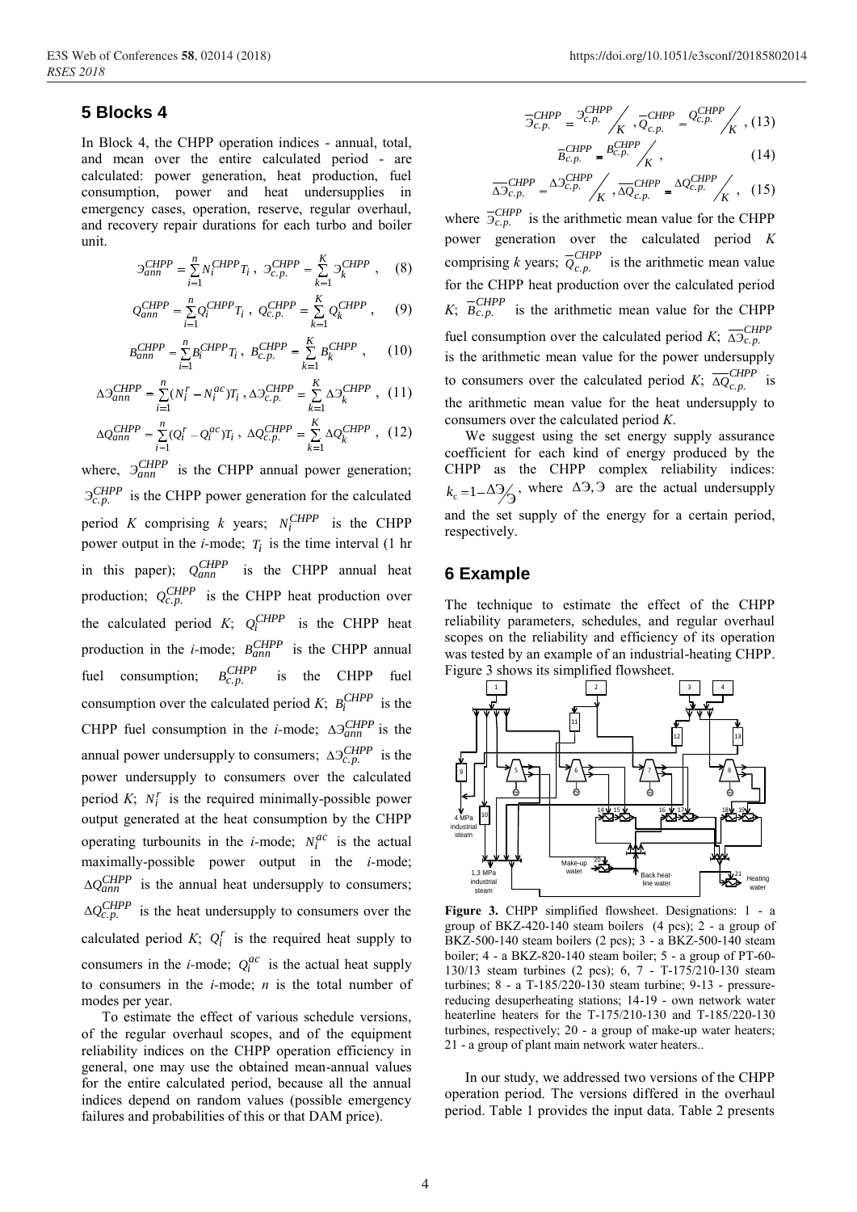## 5 Blocks 4

In Block 4, the CHPP operation indices - annual, total, and mean over the entire calculated period - are calculated: power generation, heat production, fuel consumption, power and heat undersupplies in emergency cases, operation, reserve, regular overhaul, and recovery repair durations for each turbo and boiler unit.

$$Э_{ann}^{CHPP} = \sum_{i=1}^{n} N_i^{CHPP} T_i \,,\; Э_{c.p.}^{CHPP} = \sum_{k=1}^{K} Э_k^{CHPP} \,, \quad (8)$$

$$Q_{ann}^{CHPP} = \sum_{i=1}^{n} Q_i^{CHPP} T_i \,,\; Q_{c.p.}^{CHPP} = \sum_{k=1}^{K} Q_k^{CHPP} \,, \quad (9)$$

$$B_{ann}^{CHPP} = \sum_{i=1}^{n} B_i^{CHPP} T_i \,,\; B_{c.p.}^{CHPP} = \sum_{k=1}^{K} B_k^{CHPP} \,, \quad (10)$$

$$\Delta Э_{ann}^{CHPP} = \sum_{i=1}^{n} (N_i^r - N_i^{ac}) T_i \,, \Delta Э_{c.p.}^{CHPP} = \sum_{k=1}^{K} \Delta Э_k^{CHPP} \,, \quad (11)$$

$$\Delta Q_{ann}^{CHPP} = \sum_{i=1}^{n} (Q_i^r - Q_i^{ac}) T_i \,,\; \Delta Q_{c.p.}^{CHPP} = \sum_{k=1}^{K} \Delta Q_k^{CHPP} \,, \quad (12)$$

where, $Э_{ann}^{CHPP}$ is the CHPP annual power generation; $Э_{c.p.}^{CHPP}$ is the CHPP power generation for the calculated period $K$ comprising $k$ years; $N_i^{CHPP}$ is the CHPP power output in the $i$-mode; $T_i$ is the time interval (1 hr in this paper); $Q_{ann}^{CHPP}$ is the CHPP annual heat production; $Q_{c.p.}^{CHPP}$ is the CHPP heat production over the calculated period $K$; $Q_i^{CHPP}$ is the CHPP heat production in the $i$-mode; $B_{ann}^{CHPP}$ is the CHPP annual fuel consumption; $B_{c.p.}^{CHPP}$ is the CHPP fuel consumption over the calculated period $K$; $B_i^{CHPP}$ is the CHPP fuel consumption in the $i$-mode; $\Delta Э_{ann}^{CHPP}$ is the annual power undersupply to consumers; $\Delta Э_{c.p.}^{CHPP}$ is the power undersupply to consumers over the calculated period $K$; $N_i^r$ is the required minimally-possible power output generated at the heat consumption by the CHPP operating turbounits in the $i$-mode; $N_i^{ac}$ is the actual maximally-possible power output in the $i$-mode; $\Delta Q_{ann}^{CHPP}$ is the annual heat undersupply to consumers; $\Delta Q_{c.p.}^{CHPP}$ is the heat undersupply to consumers over the calculated period $K$; $Q_i^r$ is the required heat supply to consumers in the $i$-mode; $Q_i^{ac}$ is the actual heat supply to consumers in the $i$-mode; $n$ is the total number of modes per year.

To estimate the effect of various schedule versions, of the regular overhaul scopes, and of the equipment reliability indices on the CHPP operation efficiency in general, one may use the obtained mean-annual values for the entire calculated period, because all the annual indices depend on random values (possible emergency failures and probabilities of this or that DAM price).

$$\overline{Э}_{c.p.}^{CHPP} = Э_{c.p.}^{CHPP} \Big/ K \,,\; \overline{Q}_{c.p.}^{CHPP} = Q_{c.p.}^{CHPP} \Big/ K \,, \quad (13)$$

$$\overline{B}_{c.p.}^{CHPP} = B_{c.p.}^{CHPP} \Big/ K \,, \quad (14)$$

$$\overline{\Delta Э}_{c.p.}^{CHPP} = \Delta Э_{c.p.}^{CHPP} \Big/ K \,,\; \overline{\Delta Q}_{c.p.}^{CHPP} = \Delta Q_{c.p.}^{CHPP} \Big/ K \,, \quad (15)$$

where $\overline{Э}_{c.p.}^{CHPP}$ is the arithmetic mean value for the CHPP power generation over the calculated period $K$ comprising $k$ years; $\overline{Q}_{c.p.}^{CHPP}$ is the arithmetic mean value for the CHPP heat production over the calculated period $K$; $\overline{B}_{c.p.}^{CHPP}$ is the arithmetic mean value for the CHPP fuel consumption over the calculated period $K$; $\overline{\Delta Э}_{c.p.}^{CHPP}$ is the arithmetic mean value for the power undersupply to consumers over the calculated period $K$; $\overline{\Delta Q}_{c.p.}^{CHPP}$ is the arithmetic mean value for the heat undersupply to consumers over the calculated period $K$.

We suggest using the set energy supply assurance coefficient for each kind of energy produced by the CHPP as the CHPP complex reliability indices: $k_c = 1 - \Delta Э / Э$, where $\Delta Э, Э$ are the actual undersupply and the set supply of the energy for a certain period, respectively.

## 6 Example

The technique to estimate the effect of the CHPP reliability parameters, schedules, and regular overhaul scopes on the reliability and efficiency of its operation was tested by an example of an industrial-heating CHPP. Figure 3 shows its simplified flowsheet.

**Figure 3.** CHPP simplified flowsheet. Designations: 1 - a group of BKZ-420-140 steam boilers (4 pcs); 2 - a group of BKZ-500-140 steam boilers (2 pcs); 3 - a BKZ-500-140 steam boiler; 4 - a BKZ-820-140 steam boiler; 5 - a group of PT-60-130/13 steam turbines (2 pcs); 6, 7 - T-175/210-130 steam turbines; 8 - a T-185/220-130 steam turbine; 9-13 - pressure-reducing desuperheating stations; 14-19 - own network water heaterline heaters for the T-175/210-130 and T-185/220-130 turbines, respectively; 20 - a group of make-up water heaters; 21 - a group of plant main network water heaters..

In our study, we addressed two versions of the CHPP operation period. The versions differed in the overhaul period. Table 1 provides the input data. Table 2 presents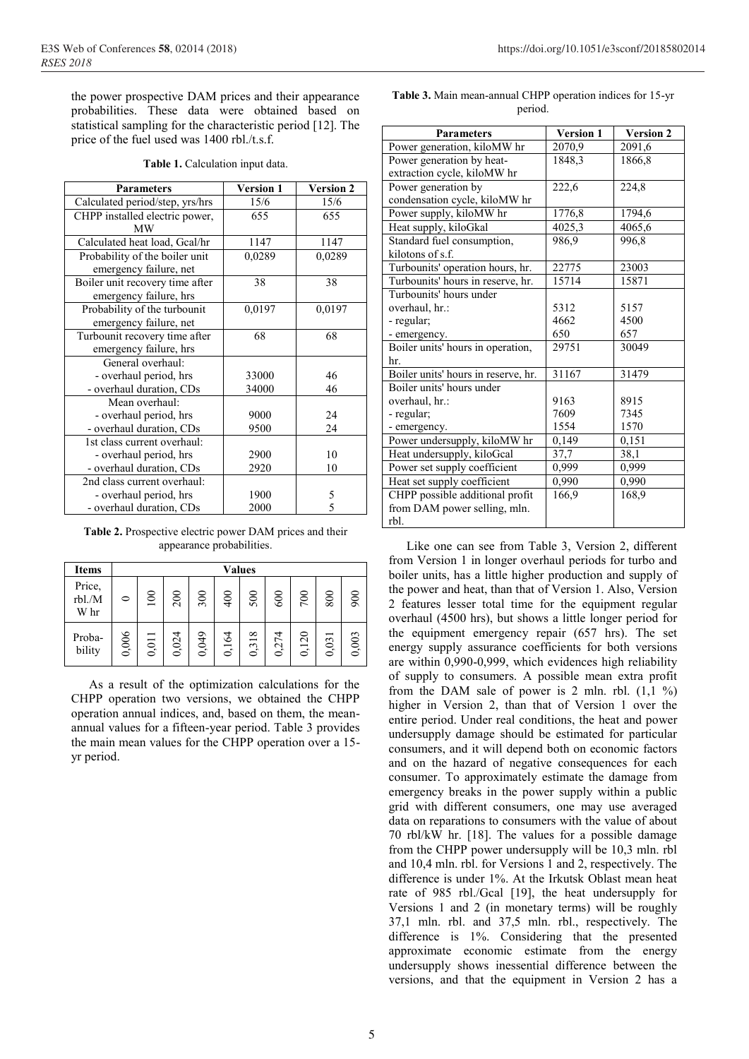the power prospective DAM prices and their appearance probabilities. These data were obtained based on statistical sampling for the characteristic period [12]. The price of the fuel used was 1400 rbl./t.s.f.

**Table 1.** Calculation input data.

| Parameters | Version 1 | Version 2 |
|---|---|---|
| Calculated period/step, yrs/hrs | 15/6 | 15/6 |
| CHPP installed electric power, MW | 655 | 655 |
| Calculated heat load, Gcal/hr | 1147 | 1147 |
| Probability of the boiler unit emergency failure, net | 0,0289 | 0,0289 |
| Boiler unit recovery time after emergency failure, hrs | 38 | 38 |
| Probability of the turbounit emergency failure, net | 0,0197 | 0,0197 |
| Turbounit recovery time after emergency failure, hrs | 68 | 68 |
| General overhaul: | | |
| - overhaul period, hrs | 33000 | 46 |
| - overhaul duration, CDs | 34000 | 46 |
| Mean overhaul: | | |
| - overhaul period, hrs | 9000 | 24 |
| - overhaul duration, CDs | 9500 | 24 |
| 1st class current overhaul: | | |
| - overhaul period, hrs | 2900 | 10 |
| - overhaul duration, CDs | 2920 | 10 |
| 2nd class current overhaul: | | |
| - overhaul period, hrs | 1900 | 5 |
| - overhaul duration, CDs | 2000 | 5 |

**Table 2.** Prospective electric power DAM prices and their appearance probabilities.

| Items | Values | | | | | | | | | |
|---|---|---|---|---|---|---|---|---|---|---|
| Price, rbl./MW hr | 0 | 100 | 200 | 300 | 400 | 500 | 600 | 700 | 800 | 900 |
| Probability | 0,006 | 0,011 | 0,024 | 0,049 | 0,164 | 0,318 | 0,274 | 0,120 | 0,031 | 0,003 |

As a result of the optimization calculations for the CHPP operation two versions, we obtained the CHPP operation annual indices, and, based on them, the mean-annual values for a fifteen-year period. Table 3 provides the main mean values for the CHPP operation over a 15-yr period.

**Table 3.** Main mean-annual CHPP operation indices for 15-yr period.

| Parameters | Version 1 | Version 2 |
|---|---|---|
| Power generation, kiloMW hr | 2070,9 | 2091,6 |
| Power generation by heat-extraction cycle, kiloMW hr | 1848,3 | 1866,8 |
| Power generation by condensation cycle, kiloMW hr | 222,6 | 224,8 |
| Power supply, kiloMW hr | 1776,8 | 1794,6 |
| Heat supply, kiloGkal | 4025,3 | 4065,6 |
| Standard fuel consumption, kilotons of s.f. | 986,9 | 996,8 |
| Turbounits' operation hours, hr. | 22775 | 23003 |
| Turbounits' hours in reserve, hr. | 15714 | 15871 |
| Turbounits' hours under overhaul, hr.: | 5312 | 5157 |
| - regular; | 4662 | 4500 |
| - emergency. | 650 | 657 |
| Boiler units' hours in operation, hr. | 29751 | 30049 |
| Boiler units' hours in reserve, hr. | 31167 | 31479 |
| Boiler units' hours under overhaul, hr.: | 9163 | 8915 |
| - regular; | 7609 | 7345 |
| - emergency. | 1554 | 1570 |
| Power undersupply, kiloMW hr | 0,149 | 0,151 |
| Heat undersupply, kiloGcal | 37,7 | 38,1 |
| Power set supply coefficient | 0,999 | 0,999 |
| Heat set supply coefficient | 0,990 | 0,990 |
| CHPP possible additional profit from DAM power selling, mln. rbl. | 166,9 | 168,9 |

Like one can see from Table 3, Version 2, different from Version 1 in longer overhaul periods for turbo and boiler units, has a little higher production and supply of the power and heat, than that of Version 1. Also, Version 2 features lesser total time for the equipment regular overhaul (4500 hrs), but shows a little longer period for the equipment emergency repair (657 hrs). The set energy supply assurance coefficients for both versions are within 0,990-0,999, which evidences high reliability of supply to consumers. A possible mean extra profit from the DAM sale of power is 2 mln. rbl. (1,1 %) higher in Version 2, than that of Version 1 over the entire period. Under real conditions, the heat and power undersupply damage should be estimated for particular consumers, and it will depend both on economic factors and on the hazard of negative consequences for each consumer. To approximately estimate the damage from emergency breaks in the power supply within a public grid with different consumers, one may use averaged data on reparations to consumers with the value of about 70 rbl/kW hr. [18]. The values for a possible damage from the CHPP power undersupply will be 10,3 mln. rbl and 10,4 mln. rbl. for Versions 1 and 2, respectively. The difference is under 1%. At the Irkutsk Oblast mean heat rate of 985 rbl./Gcal [19], the heat undersupply for Versions 1 and 2 (in monetary terms) will be roughly 37,1 mln. rbl. and 37,5 mln. rbl., respectively. The difference is 1%. Considering that the presented approximate economic estimate from the energy undersupply shows inessential difference between the versions, and that the equipment in Version 2 has a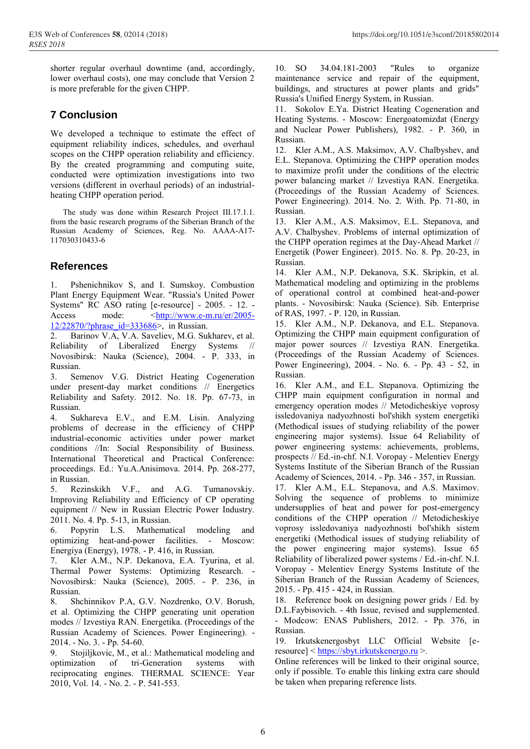shorter regular overhaul downtime (and, accordingly, lower overhaul costs), one may conclude that Version 2 is more preferable for the given CHPP.

## 7 Conclusion

We developed a technique to estimate the effect of equipment reliability indices, schedules, and overhaul scopes on the CHPP operation reliability and efficiency. By the created programming and computing suite, conducted were optimization investigations into two versions (different in overhaul periods) of an industrial-heating CHPP operation period.

The study was done within Research Project III.17.1.1. from the basic research programs of the Siberian Branch of the Russian Academy of Sciences, Reg. No. AAAA-A17-117030310433-6

## References

1. Pshenichnikov S, and I. Sumskoy. Combustion Plant Energy Equipment Wear. "Russia's United Power Systems" RC ASO rating [e-resource] - 2005. - 12. - Access mode: <http://www.e-m.ru/er/2005-12/22870/?phrase_id=333686>, in Russian.
2. Barinov V.A, V.A. Saveliev, M.G. Sukharev, et al. Reliability of Liberalized Energy Systems // Novosibirsk: Nauka (Science), 2004. - P. 333, in Russian.
3. Semenov V.G. District Heating Cogeneration under present-day market conditions // Energetics Reliability and Safety. 2012. No. 18. Pp. 67-73, in Russian.
4. Sukhareva E.V., and E.M. Lisin. Analyzing problems of decrease in the efficiency of CHPP industrial-economic activities under power market conditions //In: Social Responsibility of Business. International Theoretical and Practical Conference: proceedings. Ed.: Yu.A.Anisimova. 2014. Pp. 268-277, in Russian.
5. Rezinskikh V.F., and A.G. Tumanovskiy. Improving Reliability and Efficiency of CP operating equipment // New in Russian Electric Power Industry. 2011. No. 4. Pp. 5-13, in Russian.
6. Popyrin L.S. Mathematical modeling and optimizing heat-and-power facilities. - Moscow: Energiya (Energy), 1978. - P. 416, in Russian.
7. Kler A.M., N.P. Dekanova, E.A. Tyurina, et al. Thermal Power Systems: Optimizing Research. - Novosibirsk: Nauka (Science), 2005. - P. 236, in Russian.
8. Shchinnikov P.A, G.V. Nozdrenko, O.V. Borush, et al. Optimizing the CHPP generating unit operation modes // Izvestiya RAN. Energetika. (Proceedings of the Russian Academy of Sciences. Power Engineering). - 2014. - No. 3. - Pp. 54-60.
9. Stojiljkovic, M., et al.: Mathematical modeling and optimization of tri-Generation systems with reciprocating engines. THERMAL SCIENCE: Year 2010, Vol. 14. - No. 2. - P. 541-553.
10. SO 34.04.181-2003 "Rules to organize maintenance service and repair of the equipment, buildings, and structures at power plants and grids" Russia's Unified Energy System, in Russian.
11. Sokolov E.Ya. District Heating Cogeneration and Heating Systems. - Moscow: Energoatomizdat (Energy and Nuclear Power Publishers), 1982. - P. 360, in Russian.
12. Kler A.M., A.S. Maksimov, A.V. Chalbyshev, and E.L. Stepanova. Optimizing the CHPP operation modes to maximize profit under the conditions of the electric power balancing market // Izvestiya RAN. Energetika. (Proceedings of the Russian Academy of Sciences. Power Engineering). 2014. No. 2. With. Pp. 71-80, in Russian.
13. Kler A.M., A.S. Maksimov, E.L. Stepanova, and A.V. Chalbyshev. Problems of internal optimization of the CHPP operation regimes at the Day-Ahead Market // Energetik (Power Engineer). 2015. No. 8. Pp. 20-23, in Russian.
14. Kler A.M., N.P. Dekanova, S.K. Skripkin, et al. Mathematical modeling and optimizing in the problems of operational control at combined heat-and-power plants. - Novosibirsk: Nauka (Science). Sib. Enterprise of RAS, 1997. - P. 120, in Russian.
15. Kler A.M., N.P. Dekanova, and E.L. Stepanova. Optimizing the CHPP main equipment configuration of major power sources // Izvestiya RAN. Energetika. (Proceedings of the Russian Academy of Sciences. Power Engineering), 2004. - No. 6. - Pp. 43 - 52, in Russian.
16. Kler A.M., and E.L. Stepanova. Optimizing the CHPP main equipment configuration in normal and emergency operation modes // Metodicheskiye voprosy issledovaniya nadyozhnosti bol'shikh system energetiki (Methodical issues of studying reliability of the power engineering major systems). Issue 64 Reliability of power engineering systems: achievements, problems, prospects // Ed.-in-chf. N.I. Voropay - Melentiev Energy Systems Institute of the Siberian Branch of the Russian Academy of Sciences, 2014. - Pp. 346 - 357, in Russian.
17. Kler A.M., E.L. Stepanova, and A.S. Maximov. Solving the sequence of problems to minimize undersupplies of heat and power for post-emergency conditions of the CHPP operation // Metodicheskiye voprosy issledovaniya nadyozhnosti bol'shikh sistem energetiki (Methodical issues of studying reliability of the power engineering major systems). Issue 65 Reliability of liberalized power systems / Ed.-in-chf. N.I. Voropay - Melentiev Energy Systems Institute of the Siberian Branch of the Russian Academy of Sciences, 2015. - Pp. 415 - 424, in Russian.
18. Reference book on designing power grids / Ed. by D.L.Faybisovich. - 4th Issue, revised and supplemented. - Modcow: ENAS Publishers, 2012. - Pp. 376, in Russian.
19. Irkutskenergosbyt LLC Official Website [e-resource] < https://sbyt.irkutskenergo.ru >.

Online references will be linked to their original source, only if possible. To enable this linking extra care should be taken when preparing reference lists.